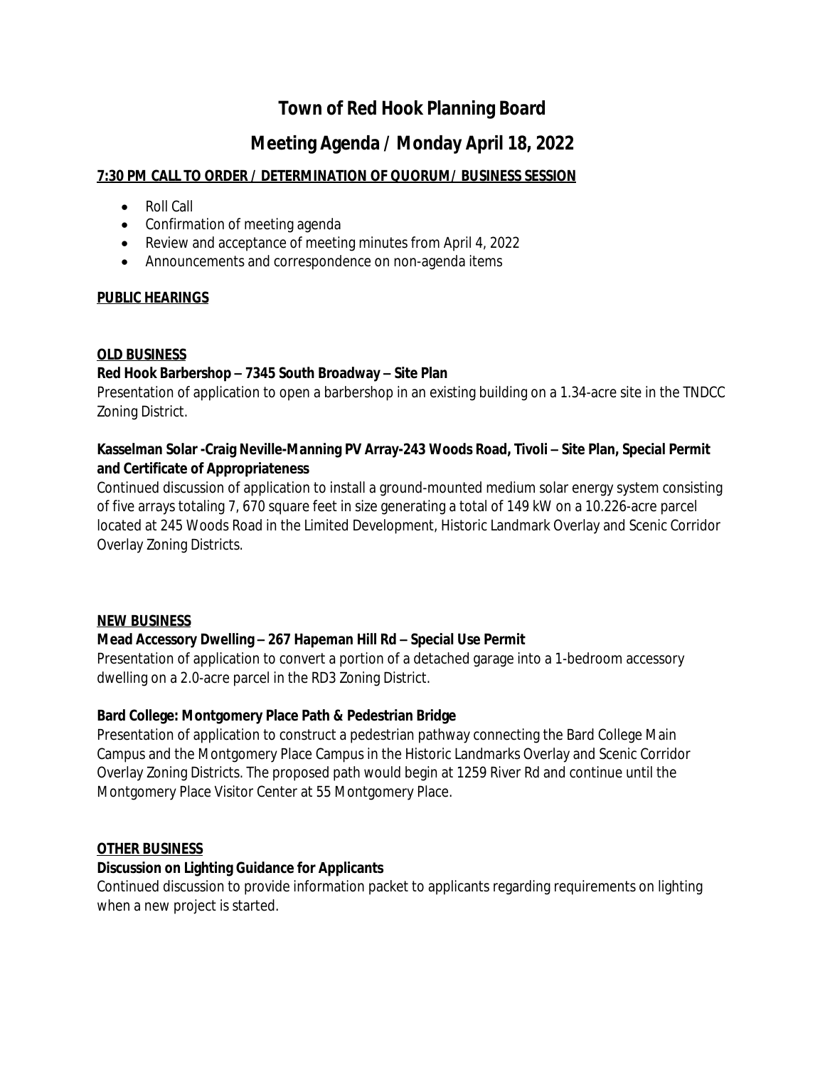# Town of Red Hook Planning Board

## Meeting Agenda / Monday April 18, 2022

**7:30 PM CALL TO ORDER / DETERMINATION OF QUORUM/ BUSINESS SESSION**

- Roll Call
- Confirmation of meeting agenda
- Review and acceptance of meeting minutes from April 4, 2022
- Announcements and correspondence on non-agenda items

**PUBLIC HEARINGS**

**OLD BUSINESS**

**Red Hook Barbershop – 7345 South Broadway – Site Plan**

Presentation of application to open a barbershop in an existing building on a 1.34-acre site in the TNDCC Zoning District.

**Kasselman Solar -Craig Neville-Manning PV Array-243 Woods Road, Tivoli – Site Plan, Special Permit and Certificate of Appropriateness**

Continued discussion of application to install a ground-mounted medium solar energy system consisting of five arrays totaling 7, 670 square feet in size generating a total of 149 kW on a 10.226-acre parcel located at 245 Woods Road in the Limited Development, Historic Landmark Overlay and Scenic Corridor Overlay Zoning Districts.

**NEW BUSINESS**

**Mead Accessory Dwelling – 267 Hapeman Hill Rd – Special Use Permit**

Presentation of application to convert a portion of a detached garage into a 1-bedroom accessory dwelling on a 2.0-acre parcel in the RD3 Zoning District.

**Bard College: Montgomery Place Path & Pedestrian Bridge**

Presentation of application to construct a pedestrian pathway connecting the Bard College Main Campus and the Montgomery Place Campus in the Historic Landmarks Overlay and Scenic Corridor Overlay Zoning Districts. The proposed path would begin at 1259 River Rd and continue until the Montgomery Place Visitor Center at 55 Montgomery Place.

**OTHER BUSINESS**

**Discussion on Lighting Guidance for Applicants**

Continued discussion to provide information packet to applicants regarding requirements on lighting when a new project is started.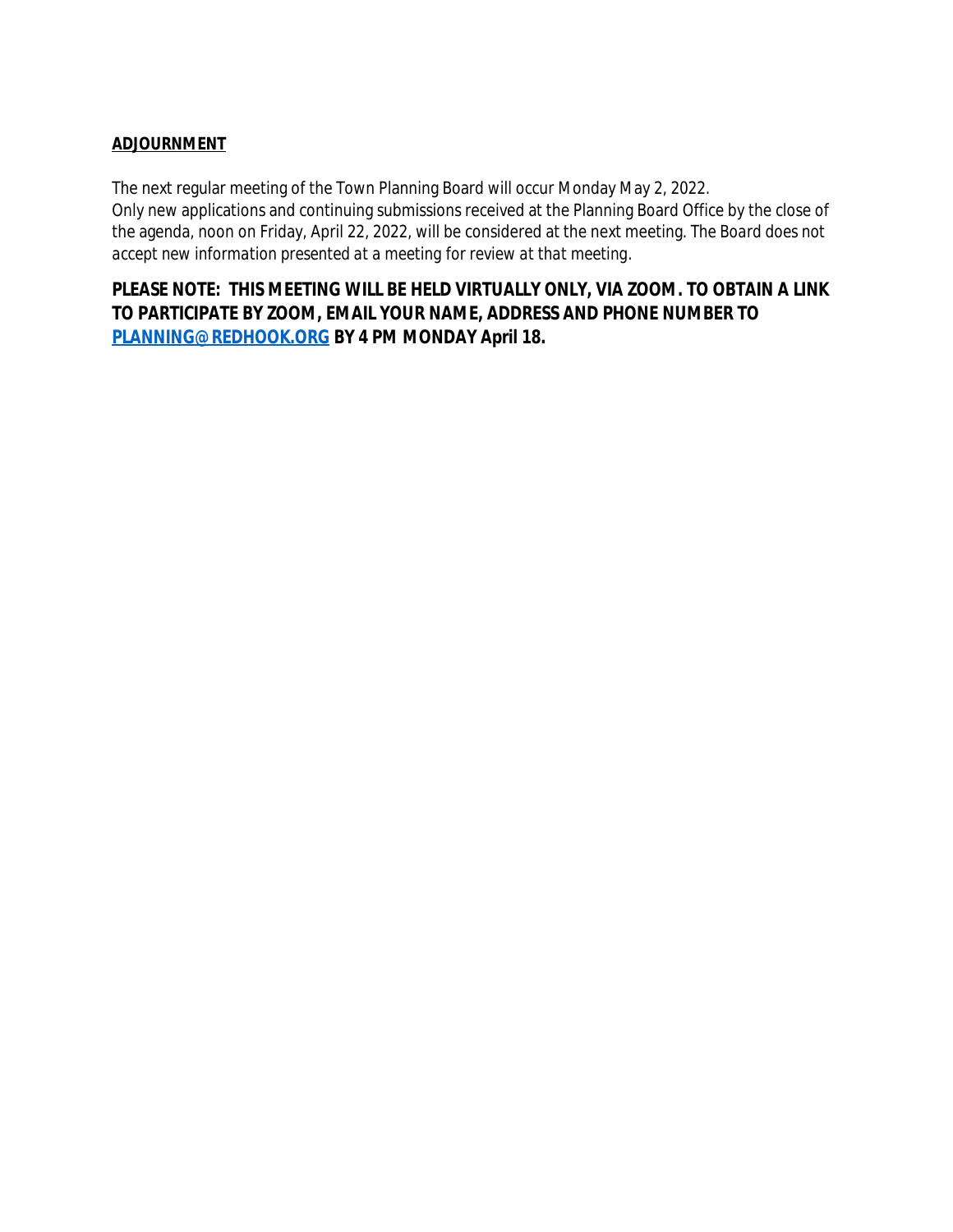**ADJOURNMENT**

The next regular meeting of the Town Planning Board will occur Monday May 2, 2022.
Only new applications and continuing submissions received at the Planning Board Office by the close of the agenda, noon on Friday, April 22, 2022, will be considered at the next meeting. *The Board does not accept new information presented at a meeting for review at that meeting.*

**PLEASE NOTE: THIS MEETING WILL BE HELD VIRTUALLY ONLY, VIA ZOOM. TO OBTAIN A LINK TO PARTICIPATE BY ZOOM, EMAIL YOUR NAME, ADDRESS AND PHONE NUMBER TO PLANNING@REDHOOK.ORG BY 4 PM MONDAY April 18.**